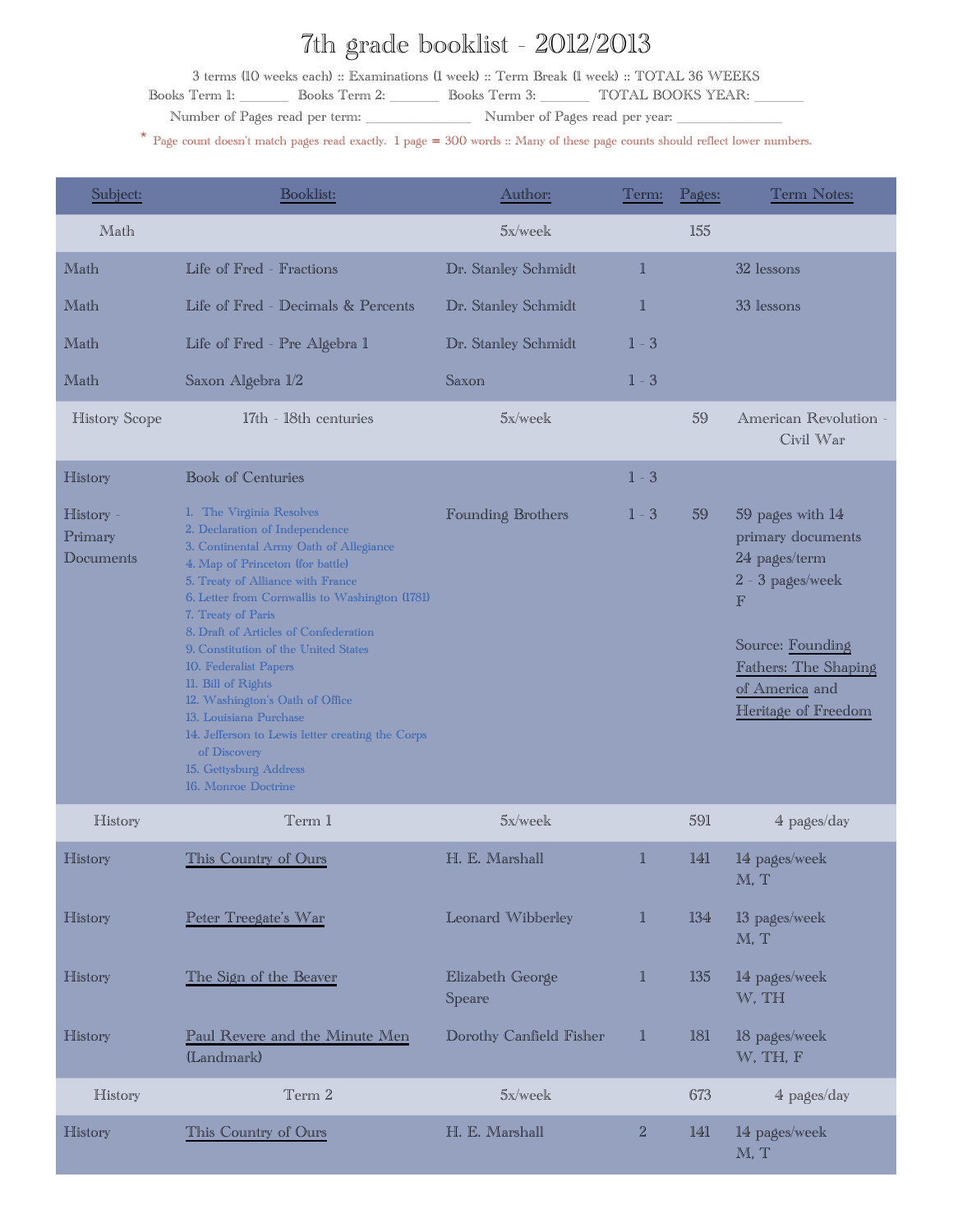# 7th grade booklist - 2012/2013

3 terms (10 weeks each) :: Examinations (1 week) :: Term Break (1 week) :: TOTAL 36 WEEKS

Books Term 1: _______ Books Term 2: _______ Books Term 3: _______ TOTAL BOOKS YEAR: _______

Number of Pages read per term: _______________ Number of Pages read per year: _______________

\* Page count doesn't match pages read exactly. 1 page = 300 words :: Many of these page counts should reflect lower numbers.

| Subject: | Booklist: | Author: | Term: | Pages: | Term Notes: |
|---|---|---|---|---|---|
| Math | | 5x/week | | 155 | |
| Math | Life of Fred - Fractions | Dr. Stanley Schmidt | 1 | | 32 lessons |
| Math | Life of Fred - Decimals & Percents | Dr. Stanley Schmidt | 1 | | 33 lessons |
| Math | Life of Fred - Pre Algebra 1 | Dr. Stanley Schmidt | 1 - 3 | | |
| Math | Saxon Algebra 1/2 | Saxon | 1 - 3 | | |
| History Scope | 17th - 18th centuries | 5x/week | | 59 | American Revolution - Civil War |
| History | Book of Centuries | | 1 - 3 | | |
| History - Primary Documents | 1. The Virginia Resolves<br>2. Declaration of Independence<br>3. Continental Army Oath of Allegiance<br>4. Map of Princeton (for battle)<br>5. Treaty of Alliance with France<br>6. Letter from Cornwallis to Washington (1781)<br>7. Treaty of Paris<br>8. Draft of Articles of Confederation<br>9. Constitution of the United States<br>10. Federalist Papers<br>11. Bill of Rights<br>12. Washington's Oath of Office<br>13. Louisiana Purchase<br>14. Jefferson to Lewis letter creating the Corps of Discovery<br>15. Gettysburg Address<br>16. Monroe Doctrine | Founding Brothers | 1 - 3 | 59 | 59 pages with 14 primary documents<br>24 pages/term<br>2 - 3 pages/week<br>F<br><br>Source: Founding Fathers: The Shaping of America and Heritage of Freedom |
| History | Term 1 | 5x/week | | 591 | 4 pages/day |
| History | This Country of Ours | H. E. Marshall | 1 | 141 | 14 pages/week<br>M, T |
| History | Peter Treegate's War | Leonard Wibberley | 1 | 134 | 13 pages/week<br>M, T |
| History | The Sign of the Beaver | Elizabeth George Speare | 1 | 135 | 14 pages/week<br>W, TH |
| History | Paul Revere and the Minute Men (Landmark) | Dorothy Canfield Fisher | 1 | 181 | 18 pages/week<br>W, TH, F |
| History | Term 2 | 5x/week | | 673 | 4 pages/day |
| History | This Country of Ours | H. E. Marshall | 2 | 141 | 14 pages/week<br>M, T |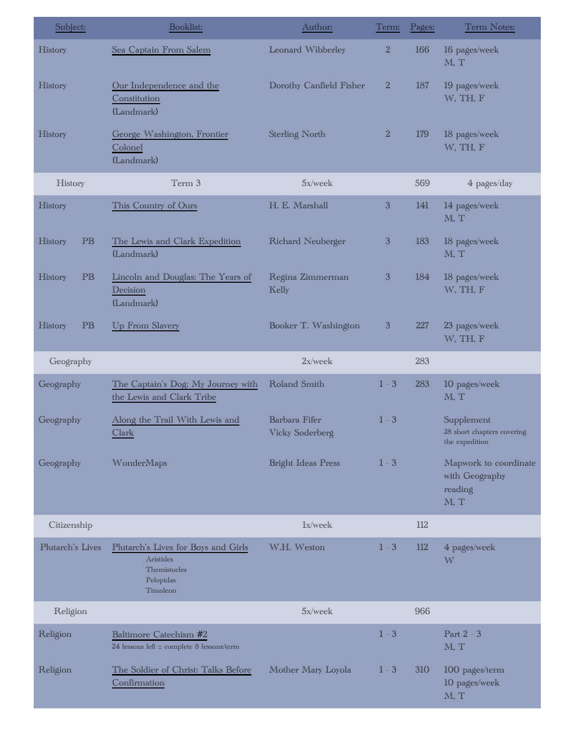| Subject: | | Booklist: | Author: | Term: | Pages: | Term Notes: |
|---|---|---|---|---|---|---|
| History | | Sea Captain From Salem | Leonard Wibberley | 2 | 166 | 16 pages/week<br>M, T |
| History | | Our Independence and the Constitution<br>(Landmark) | Dorothy Canfield Fisher | 2 | 187 | 19 pages/week<br>W, TH, F |
| History | | George Washington, Frontier Colonel<br>(Landmark) | Sterling North | 2 | 179 | 18 pages/week<br>W, TH, F |
| History | | Term 3 | 5x/week | | 569 | 4 pages/day |
| History | | This Country of Ours | H. E. Marshall | 3 | 141 | 14 pages/week<br>M, T |
| History | PB | The Lewis and Clark Expedition<br>(Landmark) | Richard Neuberger | 3 | 183 | 18 pages/week<br>M, T |
| History | PB | Lincoln and Douglas: The Years of Decision<br>(Landmark) | Regina Zimmerman Kelly | 3 | 184 | 18 pages/week<br>W, TH, F |
| History | PB | Up From Slavery | Booker T. Washington | 3 | 227 | 23 pages/week<br>W, TH, F |
| Geography | | | 2x/week | | 283 | |
| Geography | | The Captain's Dog: My Journey with the Lewis and Clark Tribe | Roland Smith | 1 - 3 | 283 | 10 pages/week<br>M, T |
| Geography | | Along the Trail With Lewis and Clark | Barbara Fifer<br>Vicky Soderberg | 1 - 3 | | Supplement<br>28 short chapters covering the expedition |
| Geography | | WonderMaps | Bright Ideas Press | 1 - 3 | | Mapwork to coordinate with Geography reading<br>M, T |
| Citizenship | | | 1x/week | | 112 | |
| Plutarch's Lives | | Plutarch's Lives for Boys and Girls<br>Aristides<br>Themistocles<br>Pelopidas<br>Timoleon | W.H. Weston | 1 - 3 | 112 | 4 pages/week<br>W |
| Religion | | | 5x/week | | 966 | |
| Religion | | Baltimore Catechism #2<br>24 lessons left :: complete 8 lessons/term | | 1 - 3 | | Part 2 - 3<br>M, T |
| Religion | | The Soldier of Christ: Talks Before Confirmation | Mother Mary Loyola | 1 - 3 | 310 | 100 pages/term<br>10 pages/week<br>M, T |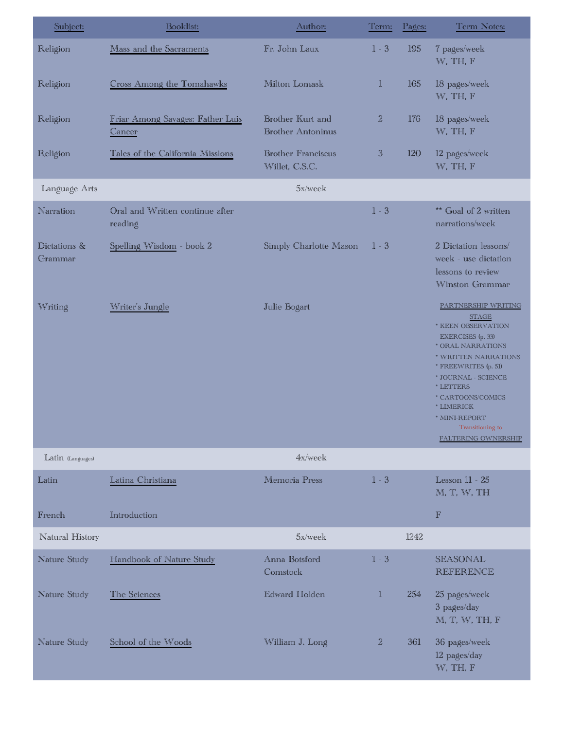| Subject: | Booklist: | Author: | Term: | Pages: | Term Notes: |
|---|---|---|---|---|---|
| Religion | Mass and the Sacraments | Fr. John Laux | 1 - 3 | 195 | 7 pages/week<br>W, TH, F |
| Religion | Cross Among the Tomahawks | Milton Lomask | 1 | 165 | 18 pages/week<br>W, TH, F |
| Religion | Friar Among Savages: Father Luis Cancer | Brother Kurt and Brother Antoninus | 2 | 176 | 18 pages/week<br>W, TH, F |
| Religion | Tales of the California Missions | Brother Franciscus Willet, C.S.C. | 3 | 120 | 12 pages/week<br>W, TH, F |
| Language Arts | | 5x/week | | | |
| Narration | Oral and Written continue after reading | | 1 - 3 | | ** Goal of 2 written narrations/week |
| Dictations & Grammar | Spelling Wisdom - book 2 | Simply Charlotte Mason | 1 - 3 | | 2 Dictation lessons/ week - use dictation lessons to review Winston Grammar |
| Writing | Writer's Jungle | Julie Bogart | | | PARTNERSHIP WRITING STAGE<br>* KEEN OBSERVATION EXERCISES (p. 33)<br>* ORAL NARRATIONS<br>* WRITTEN NARRATIONS<br>* FREEWRITES (p. 51)<br>* JOURNAL - SCIENCE<br>* LETTERS<br>* CARTOONS/COMICS<br>* LIMERICK<br>* MINI-REPORT<br>Transitioning to<br>FALTERING OWNERSHIP |
| Latin (Languages) | | 4x/week | | | |
| Latin | Latina Christiana | Memoria Press | 1 - 3 | | Lesson 11 - 25<br>M, T, W, TH |
| French | Introduction | | | | F |
| Natural History | | 5x/week | | 1242 | |
| Nature Study | Handbook of Nature Study | Anna Botsford Comstock | 1 - 3 | | SEASONAL REFERENCE |
| Nature Study | The Sciences | Edward Holden | 1 | 254 | 25 pages/week<br>3 pages/day<br>M, T, W, TH, F |
| Nature Study | School of the Woods | William J. Long | 2 | 361 | 36 pages/week<br>12 pages/day<br>W, TH, F |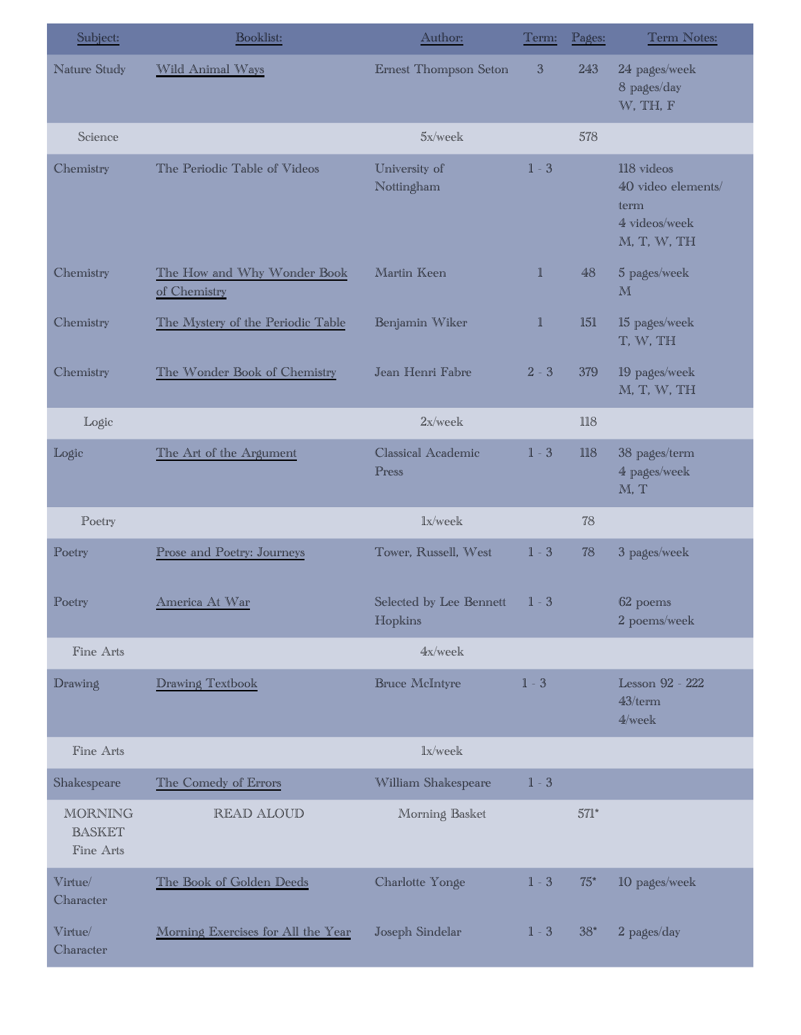| Subject: | Booklist: | Author: | Term: | Pages: | Term Notes: |
|---|---|---|---|---|---|
| Nature Study | Wild Animal Ways | Ernest Thompson Seton | 3 | 243 | 24 pages/week<br>8 pages/day<br>W, TH, F |
| Science | | 5x/week | | 578 | |
| Chemistry | The Periodic Table of Videos | University of Nottingham | 1 - 3 | | 118 videos<br>40 video elements/term<br>4 videos/week<br>M, T, W, TH |
| Chemistry | The How and Why Wonder Book of Chemistry | Martin Keen | 1 | 48 | 5 pages/week<br>M |
| Chemistry | The Mystery of the Periodic Table | Benjamin Wiker | 1 | 151 | 15 pages/week<br>T, W, TH |
| Chemistry | The Wonder Book of Chemistry | Jean Henri Fabre | 2 - 3 | 379 | 19 pages/week<br>M, T, W, TH |
| Logic | | 2x/week | | 118 | |
| Logic | The Art of the Argument | Classical Academic Press | 1 - 3 | 118 | 38 pages/term<br>4 pages/week<br>M, T |
| Poetry | | 1x/week | | 78 | |
| Poetry | Prose and Poetry: Journeys | Tower, Russell, West | 1 - 3 | 78 | 3 pages/week |
| Poetry | America At War | Selected by Lee Bennett Hopkins | 1 - 3 | | 62 poems<br>2 poems/week |
| Fine Arts | | 4x/week | | | |
| Drawing | Drawing Textbook | Bruce McIntyre | 1 - 3 | | Lesson 92 - 222<br>43/term<br>4/week |
| Fine Arts | | 1x/week | | | |
| Shakespeare | The Comedy of Errors | William Shakespeare | 1 - 3 | | |
| MORNING BASKET Fine Arts | READ ALOUD | Morning Basket | | 571* | |
| Virtue/ Character | The Book of Golden Deeds | Charlotte Yonge | 1 - 3 | 75* | 10 pages/week |
| Virtue/ Character | Morning Exercises for All the Year | Joseph Sindelar | 1 - 3 | 38* | 2 pages/day |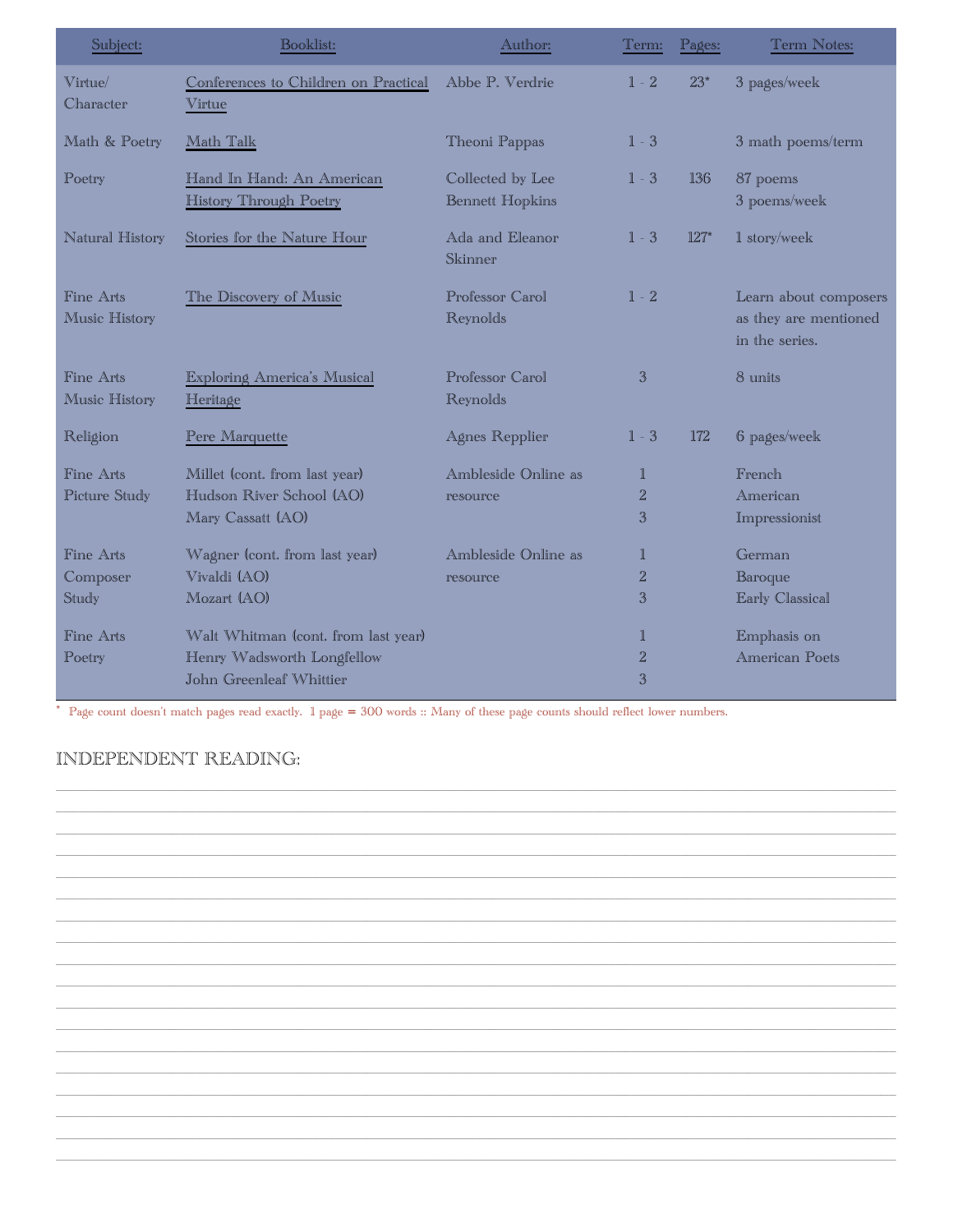| Subject: | Booklist: | Author: | Term: | Pages: | Term Notes: |
|---|---|---|---|---|---|
| Virtue/ Character | Conferences to Children on Practical Virtue | Abbe P. Verdrie | 1 - 2 | 23* | 3 pages/week |
| Math & Poetry | Math Talk | Theoni Pappas | 1 - 3 | | 3 math poems/term |
| Poetry | Hand In Hand: An American History Through Poetry | Collected by Lee Bennett Hopkins | 1 - 3 | 136 | 87 poems<br>3 poems/week |
| Natural History | Stories for the Nature Hour | Ada and Eleanor Skinner | 1 - 3 | 127* | 1 story/week |
| Fine Arts Music History | The Discovery of Music | Professor Carol Reynolds | 1 - 2 | | Learn about composers as they are mentioned in the series. |
| Fine Arts Music History | Exploring America's Musical Heritage | Professor Carol Reynolds | 3 | | 8 units |
| Religion | Pere Marquette | Agnes Repplier | 1 - 3 | 172 | 6 pages/week |
| Fine Arts Picture Study | Millet (cont. from last year)<br>Hudson River School (AO)<br>Mary Cassatt (AO) | Ambleside Online as resource | 1<br>2<br>3 | | French<br>American<br>Impressionist |
| Fine Arts Composer Study | Wagner (cont. from last year)<br>Vivaldi (AO)<br>Mozart (AO) | Ambleside Online as resource | 1<br>2<br>3 | | German<br>Baroque<br>Early Classical |
| Fine Arts Poetry | Walt Whitman (cont. from last year)<br>Henry Wadsworth Longfellow<br>John Greenleaf Whittier | | 1<br>2<br>3 | | Emphasis on American Poets |

* Page count doesn't match pages read exactly. 1 page = 300 words :: Many of these page counts should reflect lower numbers.

## INDEPENDENT READING: